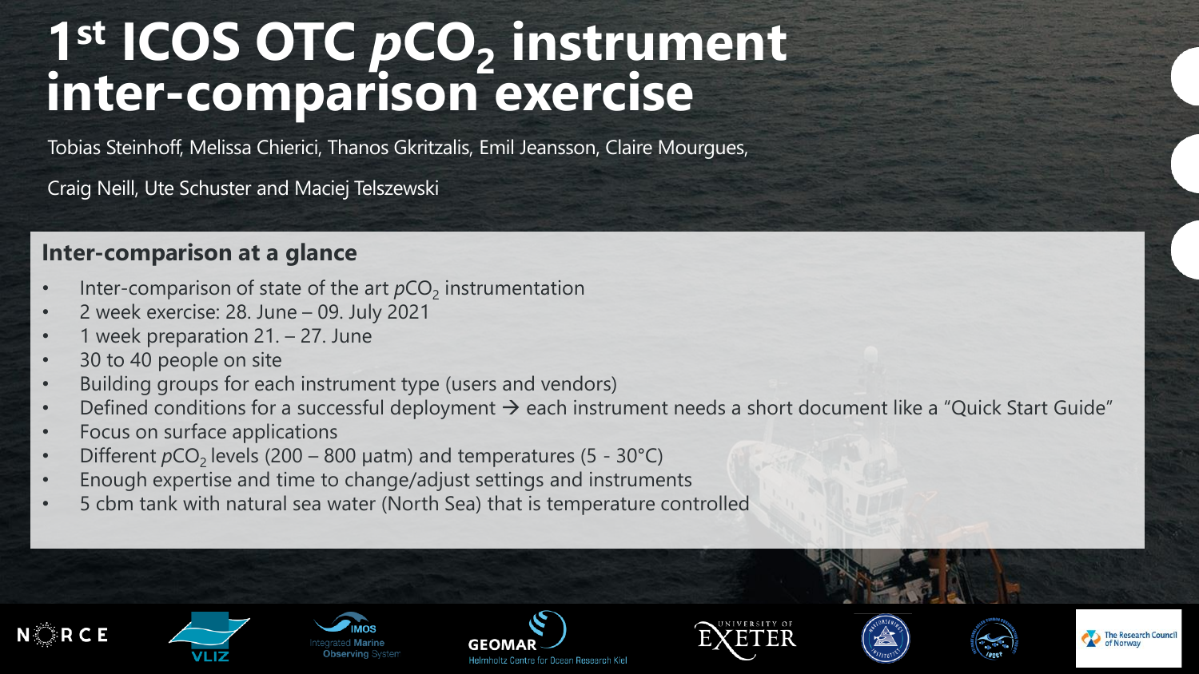# 1st ICOS OTC $pCO_2$ instrument inter-comparison exercise

Tobias Steinhoff, Melissa Chierici, Thanos Gkritzalis, Emil Jeansson, Claire Mourgues,

Craig Neill, Ute Schuster and Maciej Telszewski

## Inter-comparison at a glance

- Inter-comparison of state of the art $pCO_2$ instrumentation
- 2 week exercise: 28. June – 09. July 2021
- 1 week preparation 21. – 27. June
- 30 to 40 people on site
- Building groups for each instrument type (users and vendors)
- Defined conditions for a successful deployment → each instrument needs a short document like a "Quick Start Guide"
- Focus on surface applications
- Different $pCO_2$ levels (200 – 800 µatm) and temperatures (5 - 30°C)
- Enough expertise and time to change/adjust settings and instruments
- 5 cbm tank with natural sea water (North Sea) that is temperature controlled

NORCE | VLIZ | IMOS Integrated Marine Observing System | GEOMAR Helmholtz Centre for Ocean Research Kiel | University of Exeter | The Research Council of Norway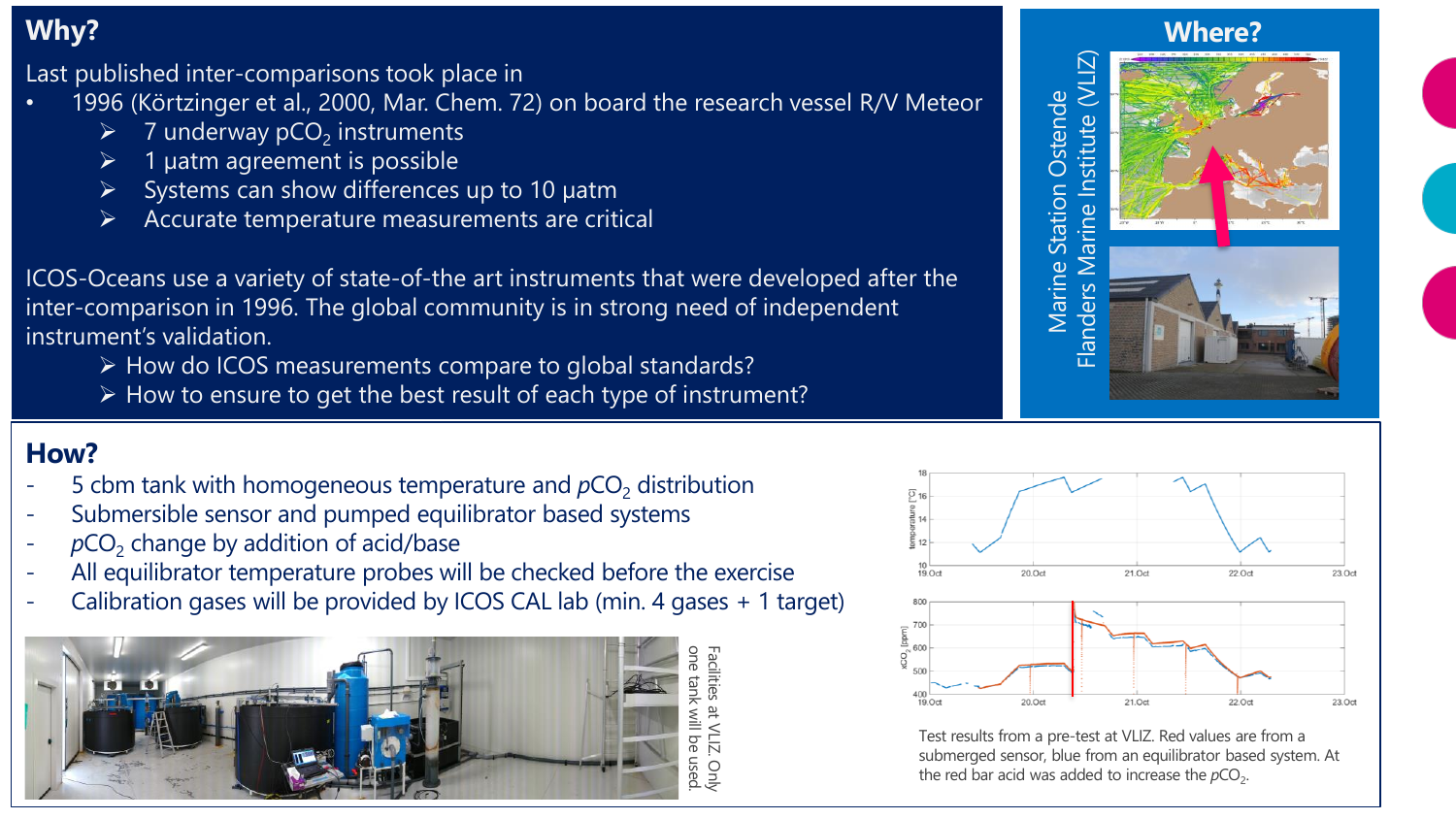## Why?

Last published inter-comparisons took place in

- 1996 (Körtzinger et al., 2000, Mar. Chem. 72) on board the research vessel R/V Meteor
  - 7 underway $pCO_2$ instruments
  - 1 µatm agreement is possible
  - Systems can show differences up to 10 µatm
  - Accurate temperature measurements are critical

ICOS-Oceans use a variety of state-of-the art instruments that were developed after the inter-comparison in 1996. The global community is in strong need of independent instrument's validation.

- How do ICOS measurements compare to global standards?
- How to ensure to get the best result of each type of instrument?

## Where?

Marine Station Ostende
Flanders Marine Institute (VLIZ)

## How?

- 5 cbm tank with homogeneous temperature and $pCO_2$ distribution
- Submersible sensor and pumped equilibrator based systems
- $pCO_2$ change by addition of acid/base
- All equilibrator temperature probes will be checked before the exercise
- Calibration gases will be provided by ICOS CAL lab (min. 4 gases + 1 target)

Facilities at VLIZ. Only one tank will be used.

Test results from a pre-test at VLIZ. Red values are from a submerged sensor, blue from an equilibrator based system. At the red bar acid was added to increase the $pCO_2$.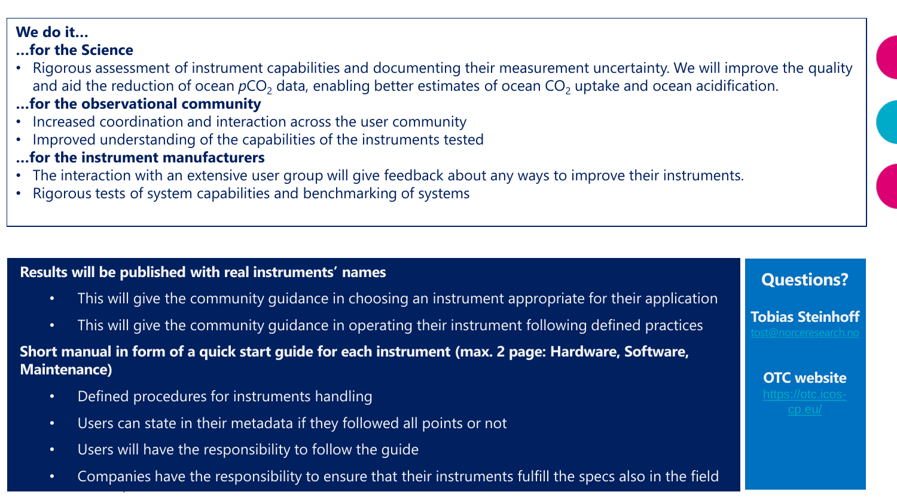**We do it…**

**…for the Science**

- Rigorous assessment of instrument capabilities and documenting their measurement uncertainty. We will improve the quality and aid the reduction of ocean *p*$CO_2$ data, enabling better estimates of ocean $CO_2$ uptake and ocean acidification.

**…for the observational community**

- Increased coordination and interaction across the user community
- Improved understanding of the capabilities of the instruments tested

**…for the instrument manufacturers**

- The interaction with an extensive user group will give feedback about any ways to improve their instruments.
- Rigorous tests of system capabilities and benchmarking of systems

**Results will be published with real instruments' names**

- This will give the community guidance in choosing an instrument appropriate for their application
- This will give the community guidance in operating their instrument following defined practices

**Short manual in form of a quick start guide for each instrument (max. 2 page: Hardware, Software, Maintenance)**

- Defined procedures for instruments handling
- Users can state in their metadata if they followed all points or not
- Users will have the responsibility to follow the guide
- Companies have the responsibility to ensure that their instruments fulfill the specs also in the field

**Questions?**

**Tobias Steinhoff**
tost@norceresearch.no

**OTC website**
https://otc.icos-cp.eu/